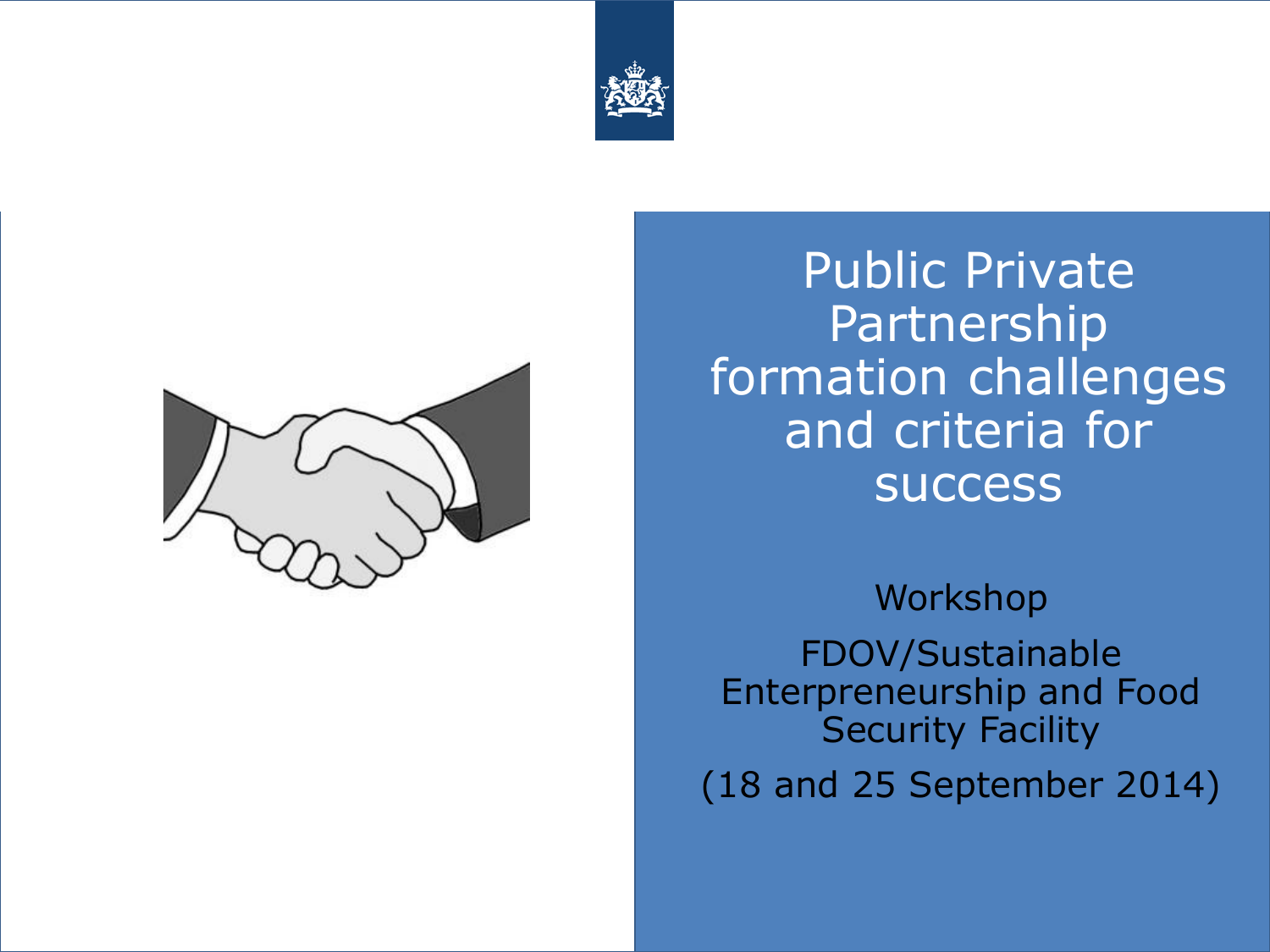# Public Private Partnership formation challenges and criteria for success

Workshop

FDOV/Sustainable Enterpreneurship and Food Security Facility

(18 and 25 September 2014)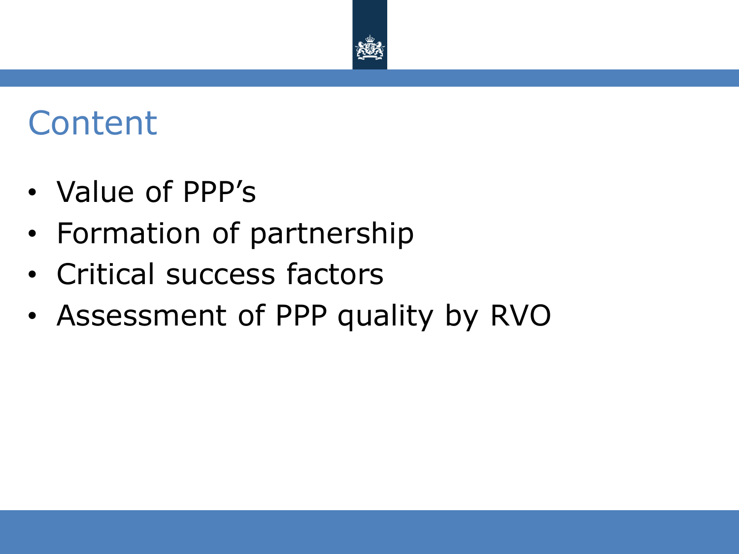# Content

- Value of PPP’s
- Formation of partnership
- Critical success factors
- Assessment of PPP quality by RVO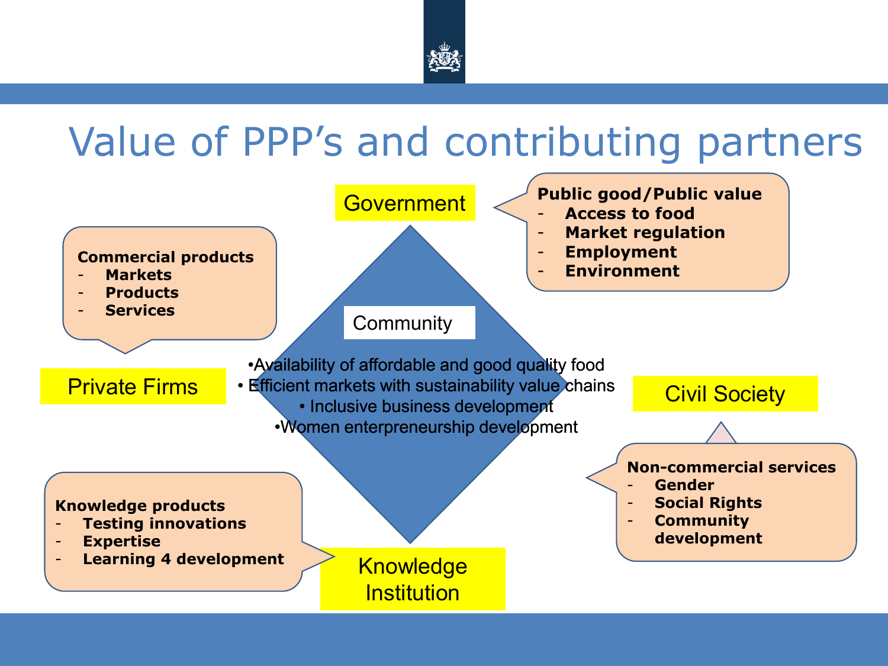# Value of PPP's and contributing partners

Government

**Public good/Public value**
- **Access to food**
- **Market regulation**
- **Employment**
- **Environment**

**Commercial products**
- **Markets**
- **Products**
- **Services**

Private Firms

Community

- Availability of affordable and good quality food
- Efficient markets with sustainability value chains
- Inclusive business development
- Women enterpreneurship development

Civil Society

**Non-commercial services**
- **Gender**
- **Social Rights**
- **Community development**

**Knowledge products**
- **Testing innovations**
- **Expertise**
- **Learning 4 development**

Knowledge Institution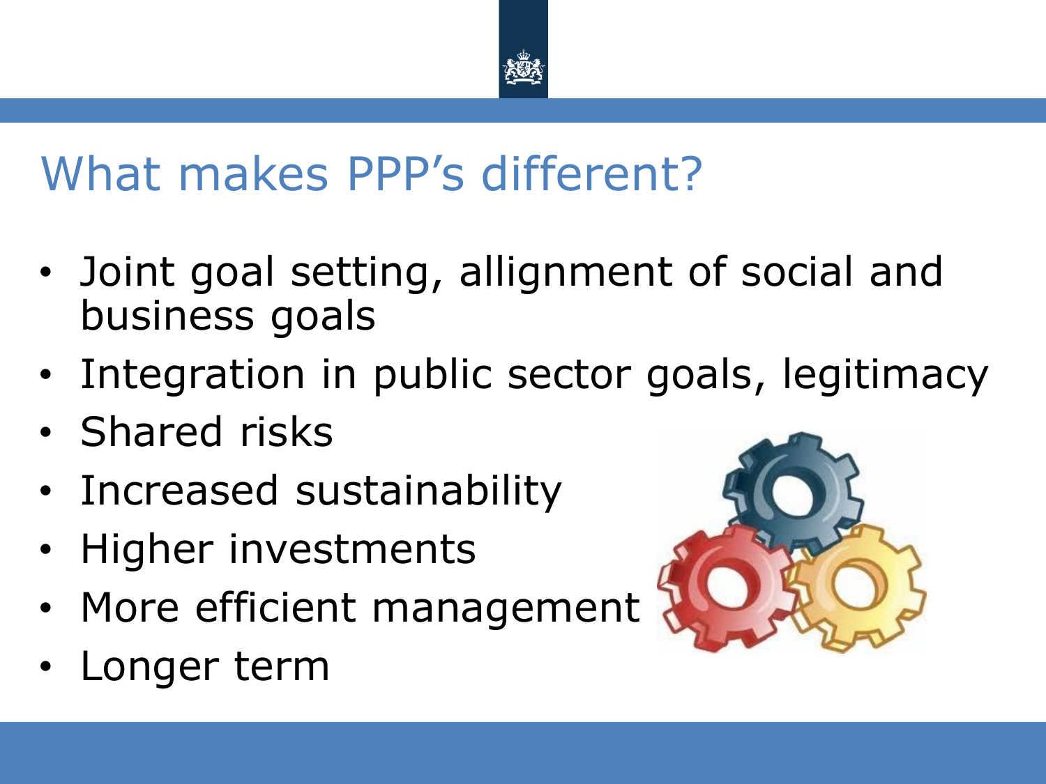# What makes PPP’s different?

- Joint goal setting, allignment of social and business goals
- Integration in public sector goals, legitimacy
- Shared risks
- Increased sustainability
- Higher investments
- More efficient management
- Longer term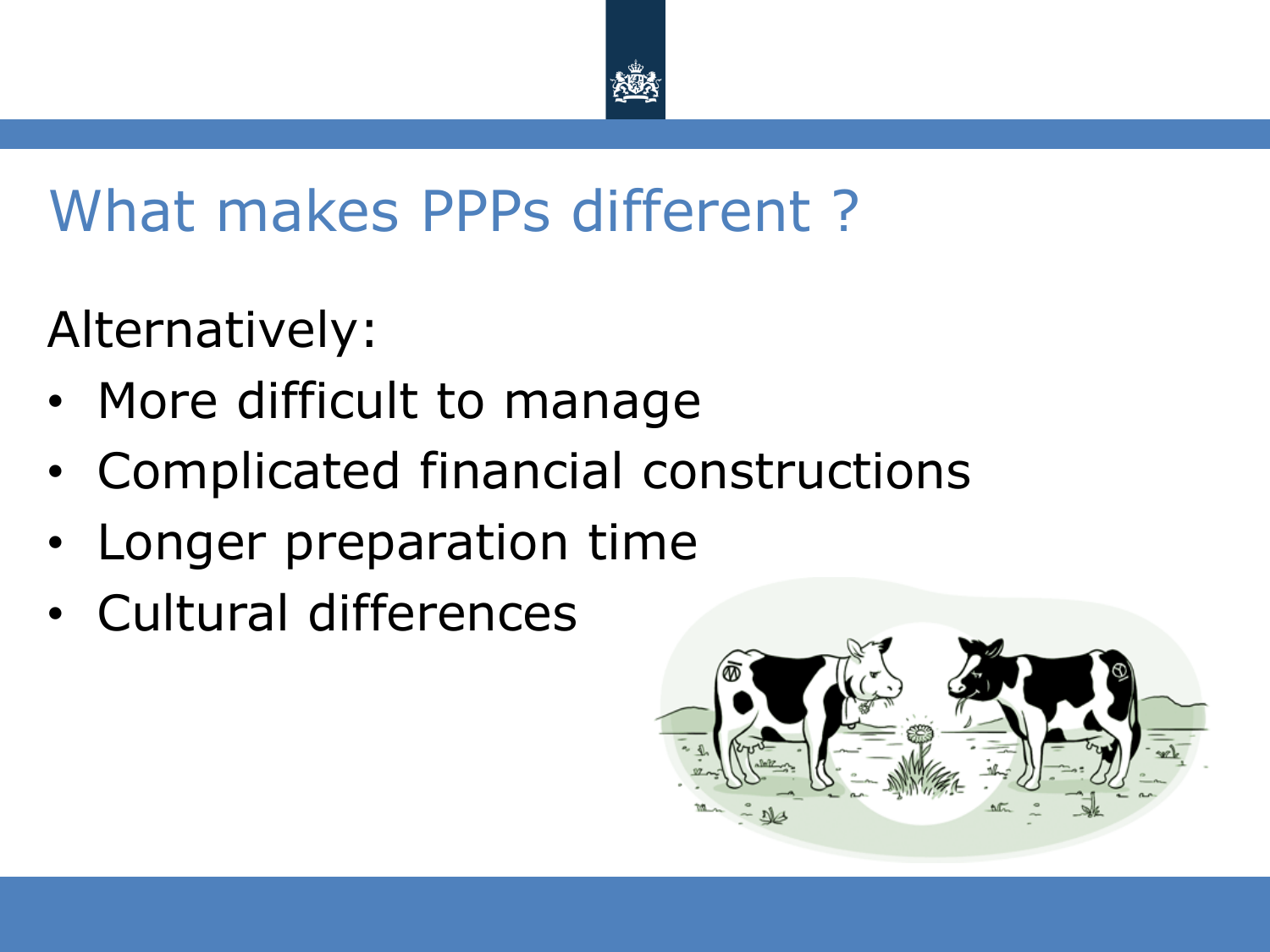# What makes PPPs different ?

Alternatively:

- More difficult to manage
- Complicated financial constructions
- Longer preparation time
- Cultural differences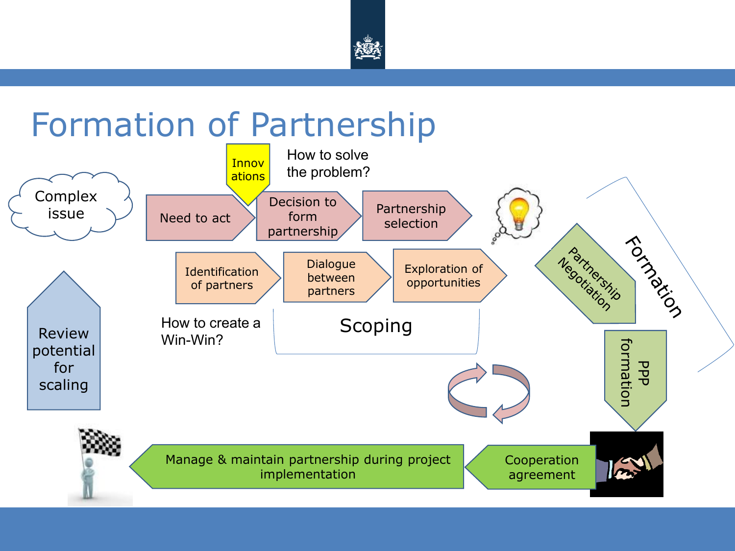# Formation of Partnership

Complex issue

Need to act

Innovations

Decision to form partnership

How to solve the problem?

Partnership selection

Identification of partners

Dialogue between partners

Exploration of opportunities

How to create a Win-Win?

Scoping

Formation

Partnership Negotiation

PPP formation

Review potential for scaling

Manage & maintain partnership during project implementation

Cooperation agreement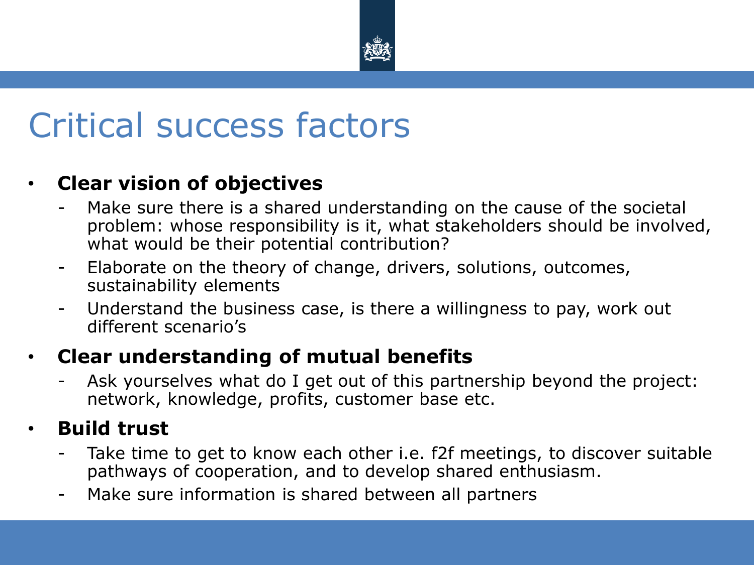# Critical success factors

- **Clear vision of objectives**
  - Make sure there is a shared understanding on the cause of the societal problem: whose responsibility is it, what stakeholders should be involved, what would be their potential contribution?
  - Elaborate on the theory of change, drivers, solutions, outcomes, sustainability elements
  - Understand the business case, is there a willingness to pay, work out different scenario's
- **Clear understanding of mutual benefits**
  - Ask yourselves what do I get out of this partnership beyond the project: network, knowledge, profits, customer base etc.
- **Build trust**
  - Take time to get to know each other i.e. f2f meetings, to discover suitable pathways of cooperation, and to develop shared enthusiasm.
  - Make sure information is shared between all partners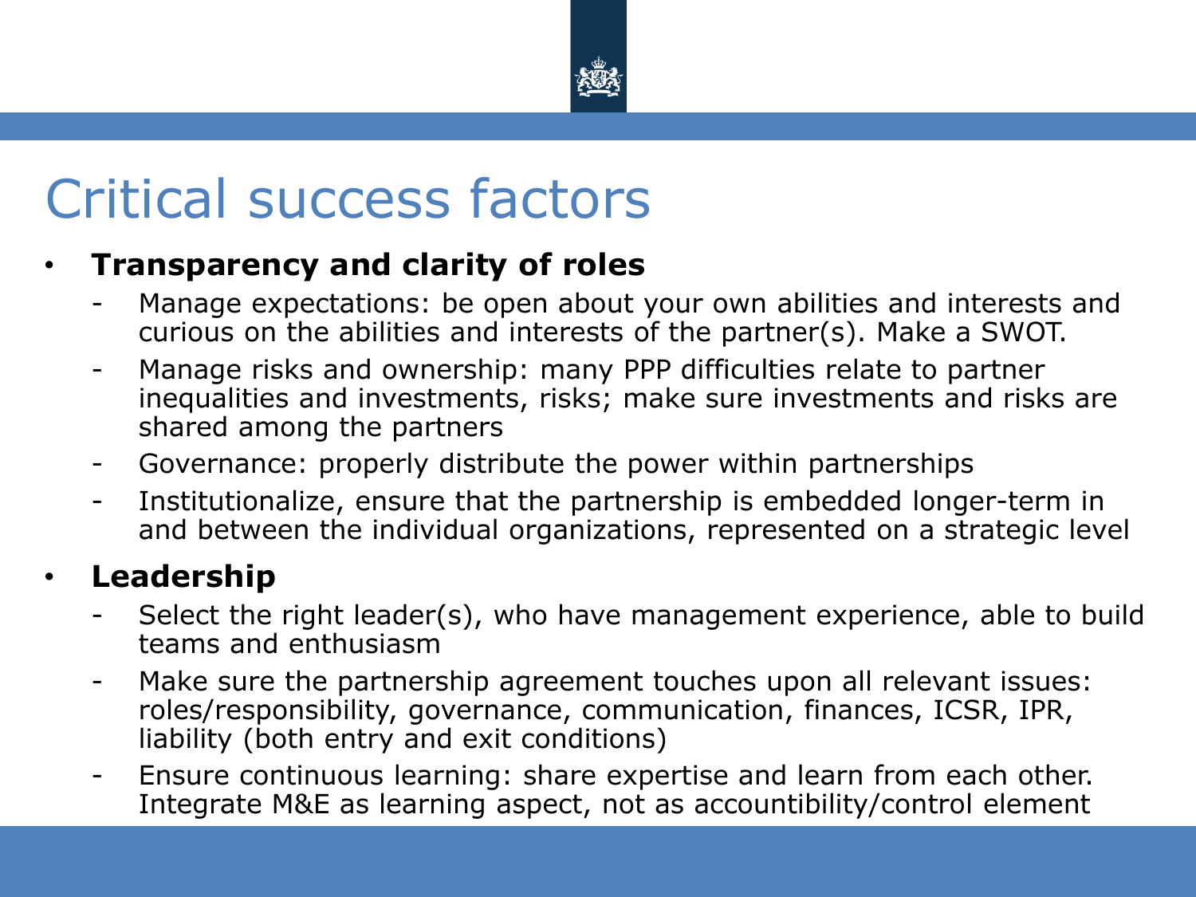# Critical success factors

- **Transparency and clarity of roles**
  - Manage expectations: be open about your own abilities and interests and curious on the abilities and interests of the partner(s). Make a SWOT.
  - Manage risks and ownership: many PPP difficulties relate to partner inequalities and investments, risks; make sure investments and risks are shared among the partners
  - Governance: properly distribute the power within partnerships
  - Institutionalize, ensure that the partnership is embedded longer-term in and between the individual organizations, represented on a strategic level
- **Leadership**
  - Select the right leader(s), who have management experience, able to build teams and enthusiasm
  - Make sure the partnership agreement touches upon all relevant issues: roles/responsibility, governance, communication, finances, ICSR, IPR, liability (both entry and exit conditions)
  - Ensure continuous learning: share expertise and learn from each other. Integrate M&E as learning aspect, not as accountibility/control element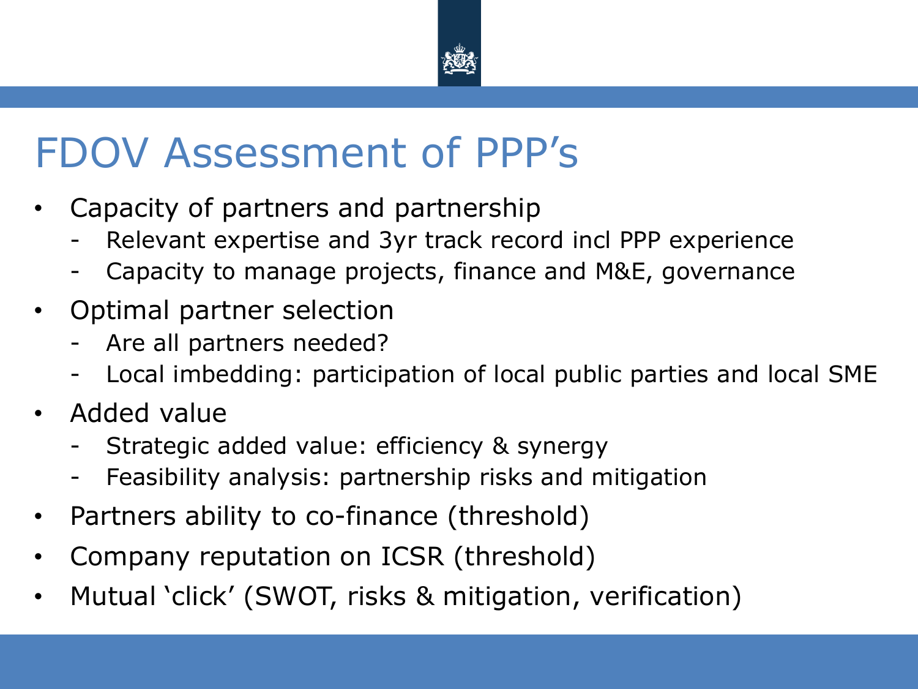# FDOV Assessment of PPP's

- Capacity of partners and partnership
  - Relevant expertise and 3yr track record incl PPP experience
  - Capacity to manage projects, finance and M&E, governance
- Optimal partner selection
  - Are all partners needed?
  - Local imbedding: participation of local public parties and local SME
- Added value
  - Strategic added value: efficiency & synergy
  - Feasibility analysis: partnership risks and mitigation
- Partners ability to co-finance (threshold)
- Company reputation on ICSR (threshold)
- Mutual 'click' (SWOT, risks & mitigation, verification)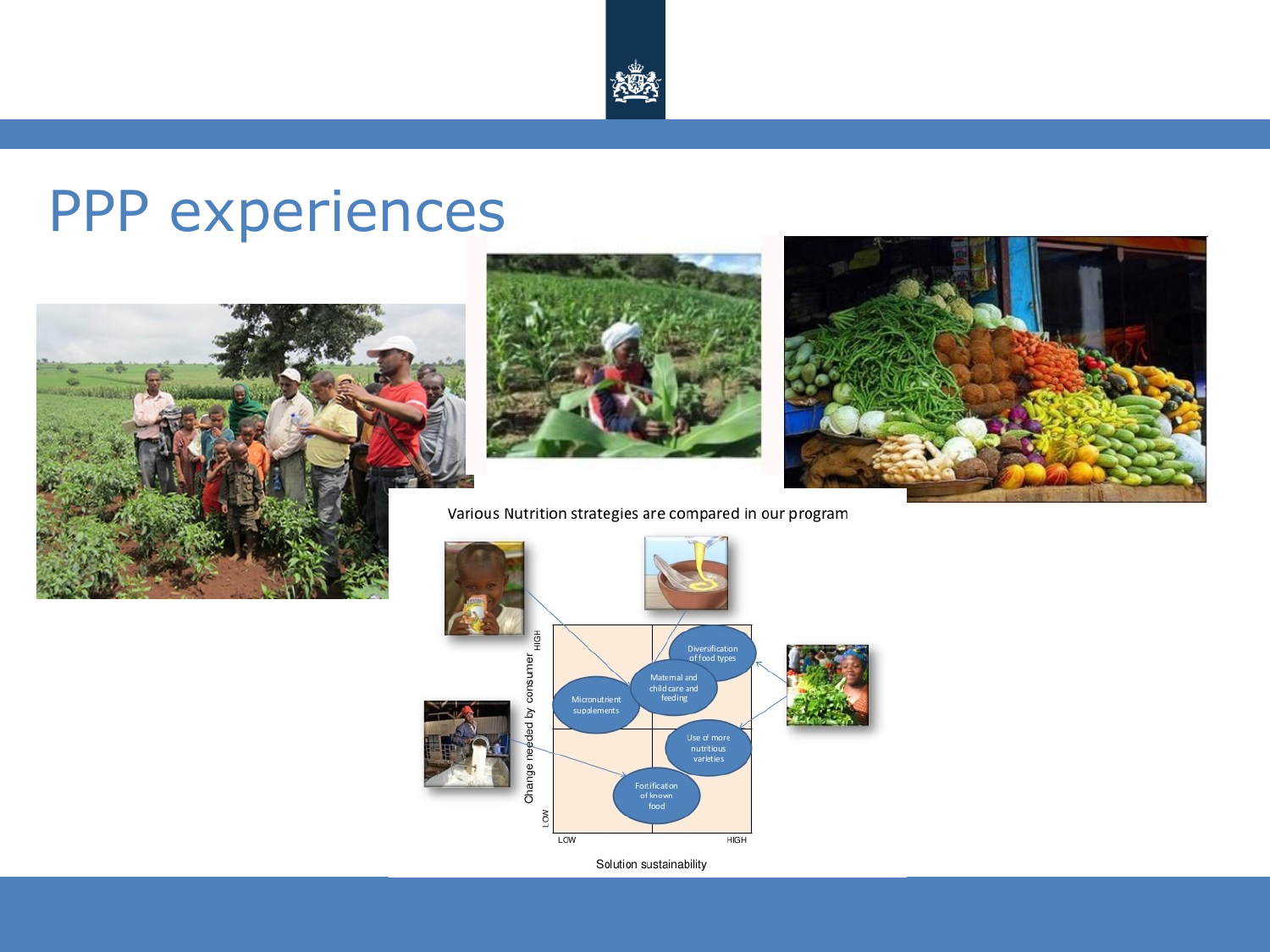# PPP experiences

Various Nutrition strategies are compared in our program

Change needed by consumer

HIGH

LOW

Solution sustainability

LOW

HIGH

Diversification of food types

Maternal and child care and feeding

Micronutrient supplements

Use of more nutritious varieties

Fortification of known food